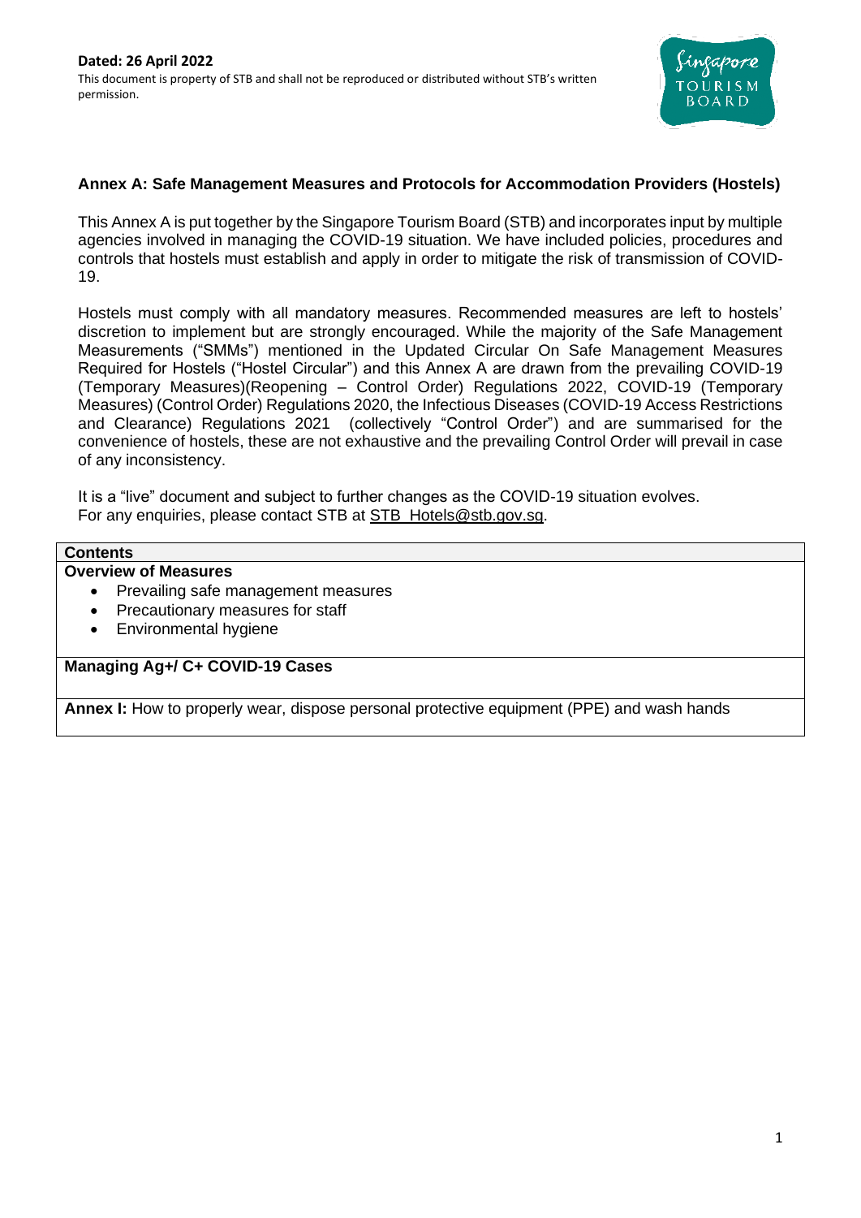**Dated: 26 April 2022**

This document is property of STB and shall not be reproduced or distributed without STB's written permission.

## Annex A: Safe Management Measures and Protocols for Accommodation Providers (Hostels)

This Annex A is put together by the Singapore Tourism Board (STB) and incorporates input by multiple agencies involved in managing the COVID-19 situation. We have included policies, procedures and controls that hostels must establish and apply in order to mitigate the risk of transmission of COVID-19.

Hostels must comply with all mandatory measures. Recommended measures are left to hostels' discretion to implement but are strongly encouraged. While the majority of the Safe Management Measurements ("SMMs") mentioned in the Updated Circular On Safe Management Measures Required for Hostels ("Hostel Circular") and this Annex A are drawn from the prevailing COVID-19 (Temporary Measures)(Reopening – Control Order) Regulations 2022, COVID-19 (Temporary Measures) (Control Order) Regulations 2020, the Infectious Diseases (COVID-19 Access Restrictions and Clearance) Regulations 2021 (collectively "Control Order") and are summarised for the convenience of hostels, these are not exhaustive and the prevailing Control Order will prevail in case of any inconsistency.

It is a "live" document and subject to further changes as the COVID-19 situation evolves.
For any enquiries, please contact STB at STB_Hotels@stb.gov.sg.

| **Contents** |
| --- |
| **Overview of Measures**<br>• Prevailing safe management measures<br>• Precautionary measures for staff<br>• Environmental hygiene |
| **Managing Ag+/ C+ COVID-19 Cases** |
| **Annex I:** How to properly wear, dispose personal protective equipment (PPE) and wash hands |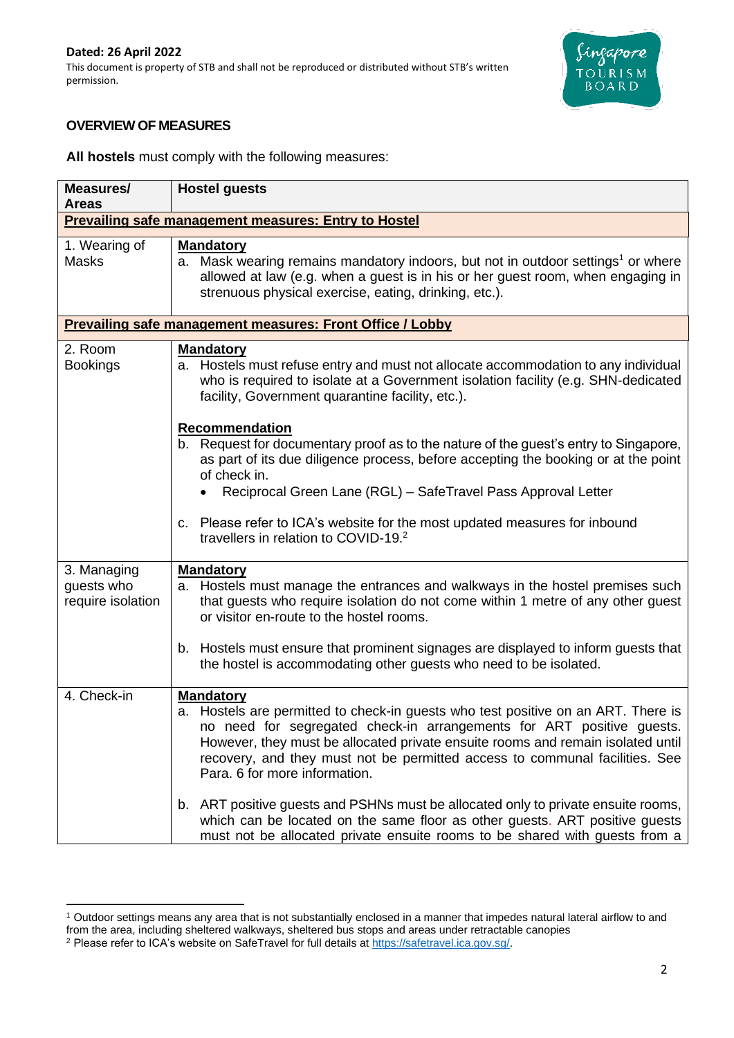Dated: 26 April 2022
This document is property of STB and shall not be reproduced or distributed without STB's written permission.

## OVERVIEW OF MEASURES

**All hostels** must comply with the following measures:

| Measures/ Areas | Hostel guests |
|---|---|
| **Prevailing safe management measures: Entry to Hostel** | |
| 1. Wearing of Masks | **Mandatory**<br>a. Mask wearing remains mandatory indoors, but not in outdoor settings[1] or where allowed at law (e.g. when a guest is in his or her guest room, when engaging in strenuous physical exercise, eating, drinking, etc.). |
| **Prevailing safe management measures: Front Office / Lobby** | |
| 2. Room Bookings | **Mandatory**<br>a. Hostels must refuse entry and must not allocate accommodation to any individual who is required to isolate at a Government isolation facility (e.g. SHN-dedicated facility, Government quarantine facility, etc.).<br><br>**Recommendation**<br>b. Request for documentary proof as to the nature of the guest's entry to Singapore, as part of its due diligence process, before accepting the booking or at the point of check in.<br>• Reciprocal Green Lane (RGL) – SafeTravel Pass Approval Letter<br><br>c. Please refer to ICA's website for the most updated measures for inbound travellers in relation to COVID-19.[2] |
| 3. Managing guests who require isolation | **Mandatory**<br>a. Hostels must manage the entrances and walkways in the hostel premises such that guests who require isolation do not come within 1 metre of any other guest or visitor en-route to the hostel rooms.<br><br>b. Hostels must ensure that prominent signages are displayed to inform guests that the hostel is accommodating other guests who need to be isolated. |
| 4. Check-in | **Mandatory**<br>a. Hostels are permitted to check-in guests who test positive on an ART. There is no need for segregated check-in arrangements for ART positive guests. However, they must be allocated private ensuite rooms and remain isolated until recovery, and they must not be permitted access to communal facilities. See Para. 6 for more information.<br><br>b. ART positive guests and PSHNs must be allocated only to private ensuite rooms, which can be located on the same floor as other guests. ART positive guests must not be allocated private ensuite rooms to be shared with guests from a |

[1] Outdoor settings means any area that is not substantially enclosed in a manner that impedes natural lateral airflow to and from the area, including sheltered walkways, sheltered bus stops and areas under retractable canopies

[2] Please refer to ICA's website on SafeTravel for full details at https://safetravel.ica.gov.sg/.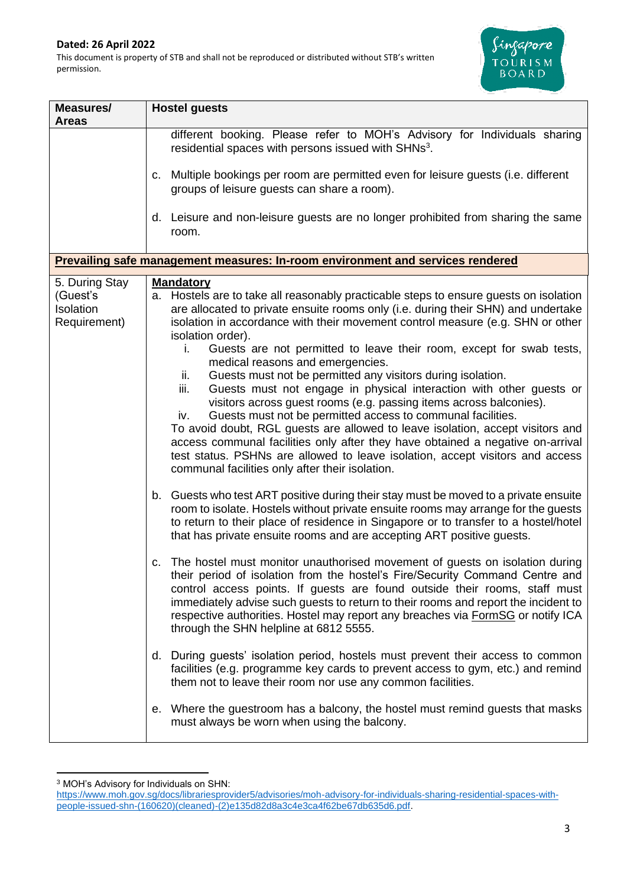**Dated: 26 April 2022**

This document is property of STB and shall not be reproduced or distributed without STB's written permission.

| Measures/ Areas | Hostel guests |
|---|---|
| | different booking. Please refer to MOH's Advisory for Individuals sharing residential spaces with persons issued with SHNs[3].<br><br>c. Multiple bookings per room are permitted even for leisure guests (i.e. different groups of leisure guests can share a room).<br><br>d. Leisure and non-leisure guests are no longer prohibited from sharing the same room. |
| **Prevailing safe management measures: In-room environment and services rendered** | |
| 5. During Stay (Guest's Isolation Requirement) | **Mandatory**<br>a. Hostels are to take all reasonably practicable steps to ensure guests on isolation are allocated to private ensuite rooms only (i.e. during their SHN) and undertake isolation in accordance with their movement control measure (e.g. SHN or other isolation order).<br>i. Guests are not permitted to leave their room, except for swab tests, medical reasons and emergencies.<br>ii. Guests must not be permitted any visitors during isolation.<br>iii. Guests must not engage in physical interaction with other guests or visitors across guest rooms (e.g. passing items across balconies).<br>iv. Guests must not be permitted access to communal facilities.<br>To avoid doubt, RGL guests are allowed to leave isolation, accept visitors and access communal facilities only after they have obtained a negative on-arrival test status. PSHNs are allowed to leave isolation, accept visitors and access communal facilities only after their isolation.<br><br>b. Guests who test ART positive during their stay must be moved to a private ensuite room to isolate. Hostels without private ensuite rooms may arrange for the guests to return to their place of residence in Singapore or to transfer to a hostel/hotel that has private ensuite rooms and are accepting ART positive guests.<br><br>c. The hostel must monitor unauthorised movement of guests on isolation during their period of isolation from the hostel's Fire/Security Command Centre and control access points. If guests are found outside their rooms, staff must immediately advise such guests to return to their rooms and report the incident to respective authorities. Hostel may report any breaches via FormSG or notify ICA through the SHN helpline at 6812 5555.<br><br>d. During guests' isolation period, hostels must prevent their access to common facilities (e.g. programme key cards to prevent access to gym, etc.) and remind them not to leave their room nor use any common facilities.<br><br>e. Where the guestroom has a balcony, the hostel must remind guests that masks must always be worn when using the balcony. |

[3] MOH's Advisory for Individuals on SHN: https://www.moh.gov.sg/docs/librariesprovider5/advisories/moh-advisory-for-individuals-sharing-residential-spaces-with-people-issued-shn-(160620)(cleaned)-(2)e135d82d8a3c4e3ca4f62be67db635d6.pdf.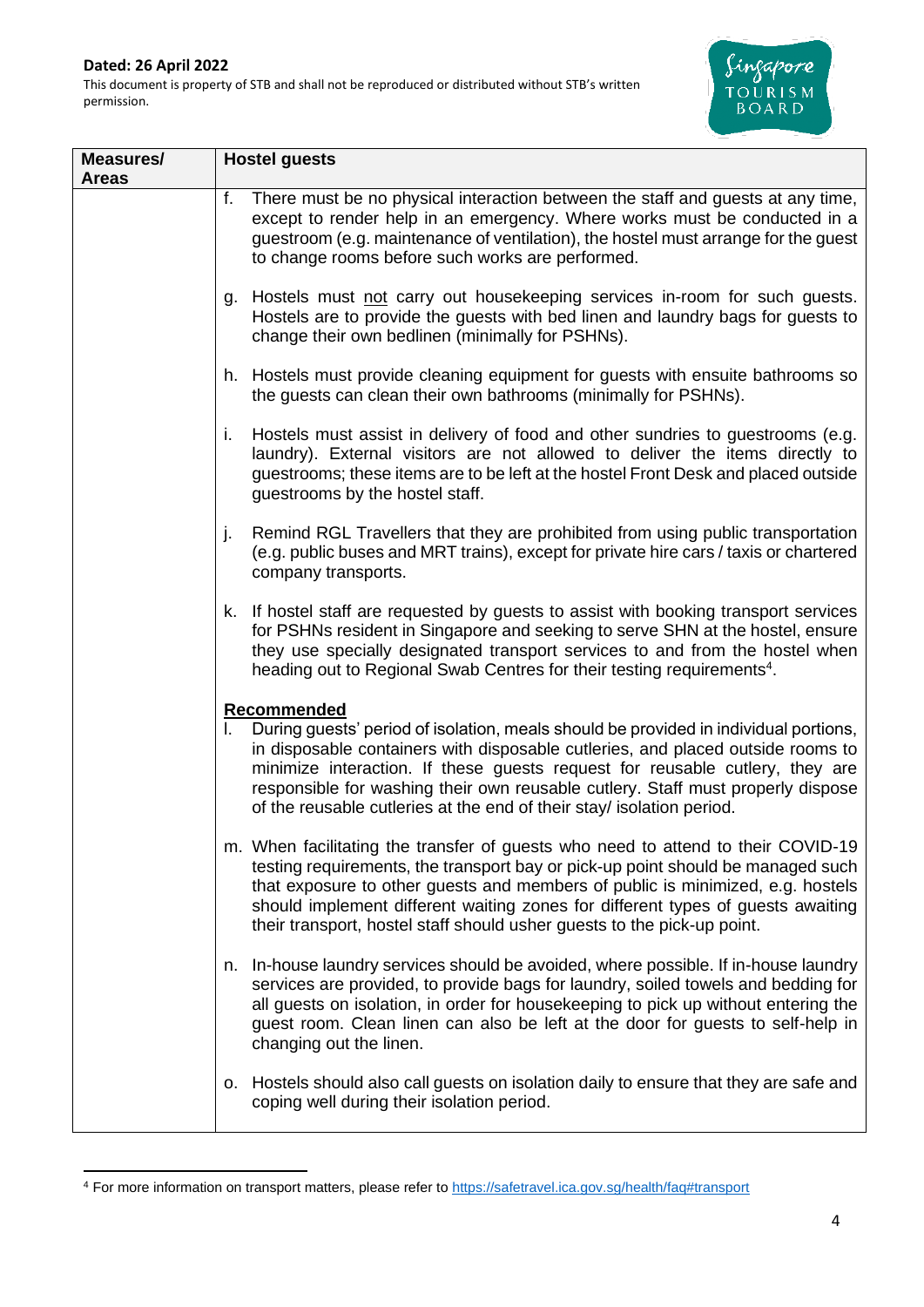Dated: 26 April 2022

This document is property of STB and shall not be reproduced or distributed without STB's written permission.

| Measures/ Areas | Hostel guests |
|---|---|
| | f. There must be no physical interaction between the staff and guests at any time, except to render help in an emergency. Where works must be conducted in a guestroom (e.g. maintenance of ventilation), the hostel must arrange for the guest to change rooms before such works are performed.<br><br>g. Hostels must <u>not</u> carry out housekeeping services in-room for such guests. Hostels are to provide the guests with bed linen and laundry bags for guests to change their own bedlinen (minimally for PSHNs).<br><br>h. Hostels must provide cleaning equipment for guests with ensuite bathrooms so the guests can clean their own bathrooms (minimally for PSHNs).<br><br>i. Hostels must assist in delivery of food and other sundries to guestrooms (e.g. laundry). External visitors are not allowed to deliver the items directly to guestrooms; these items are to be left at the hostel Front Desk and placed outside guestrooms by the hostel staff.<br><br>j. Remind RGL Travellers that they are prohibited from using public transportation (e.g. public buses and MRT trains), except for private hire cars / taxis or chartered company transports.<br><br>k. If hostel staff are requested by guests to assist with booking transport services for PSHNs resident in Singapore and seeking to serve SHN at the hostel, ensure they use specially designated transport services to and from the hostel when heading out to Regional Swab Centres for their testing requirements[4].<br><br>**<u>Recommended</u>**<br>l. During guests' period of isolation, meals should be provided in individual portions, in disposable containers with disposable cutleries, and placed outside rooms to minimize interaction. If these guests request for reusable cutlery, they are responsible for washing their own reusable cutlery. Staff must properly dispose of the reusable cutleries at the end of their stay/ isolation period.<br><br>m. When facilitating the transfer of guests who need to attend to their COVID-19 testing requirements, the transport bay or pick-up point should be managed such that exposure to other guests and members of public is minimized, e.g. hostels should implement different waiting zones for different types of guests awaiting their transport, hostel staff should usher guests to the pick-up point.<br><br>n. In-house laundry services should be avoided, where possible. If in-house laundry services are provided, to provide bags for laundry, soiled towels and bedding for all guests on isolation, in order for housekeeping to pick up without entering the guest room. Clean linen can also be left at the door for guests to self-help in changing out the linen.<br><br>o. Hostels should also call guests on isolation daily to ensure that they are safe and coping well during their isolation period. |

[4] For more information on transport matters, please refer to https://safetravel.ica.gov.sg/health/faq#transport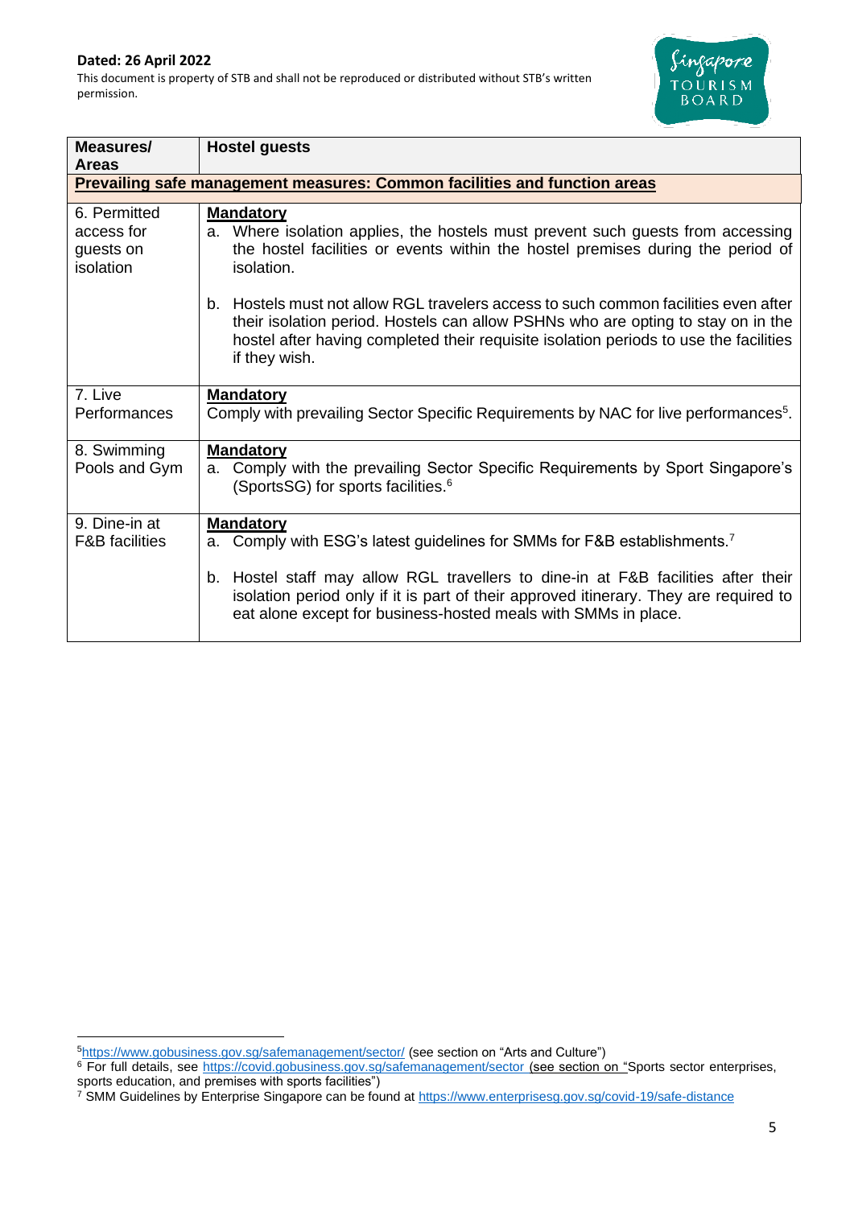**Dated: 26 April 2022**

This document is property of STB and shall not be reproduced or distributed without STB's written permission.

| Measures/ Areas | Hostel guests |
|---|---|
| **Prevailing safe management measures: Common facilities and function areas** | |
| 6. Permitted access for guests on isolation | **Mandatory**<br>a. Where isolation applies, the hostels must prevent such guests from accessing the hostel facilities or events within the hostel premises during the period of isolation.<br><br>b. Hostels must not allow RGL travelers access to such common facilities even after their isolation period. Hostels can allow PSHNs who are opting to stay on in the hostel after having completed their requisite isolation periods to use the facilities if they wish. |
| 7. Live Performances | **Mandatory**<br>Comply with prevailing Sector Specific Requirements by NAC for live performances[5]. |
| 8. Swimming Pools and Gym | **Mandatory**<br>a. Comply with the prevailing Sector Specific Requirements by Sport Singapore's (SportsSG) for sports facilities.[6] |
| 9. Dine-in at F&B facilities | **Mandatory**<br>a. Comply with ESG's latest guidelines for SMMs for F&B establishments.[7]<br><br>b. Hostel staff may allow RGL travellers to dine-in at F&B facilities after their isolation period only if it is part of their approved itinerary. They are required to eat alone except for business-hosted meals with SMMs in place. |

[5] https://www.gobusiness.gov.sg/safemanagement/sector/ (see section on "Arts and Culture")

[6] For full details, see https://covid.gobusiness.gov.sg/safemanagement/sector (see section on "Sports sector enterprises, sports education, and premises with sports facilities")

[7] SMM Guidelines by Enterprise Singapore can be found at https://www.enterprisesg.gov.sg/covid-19/safe-distance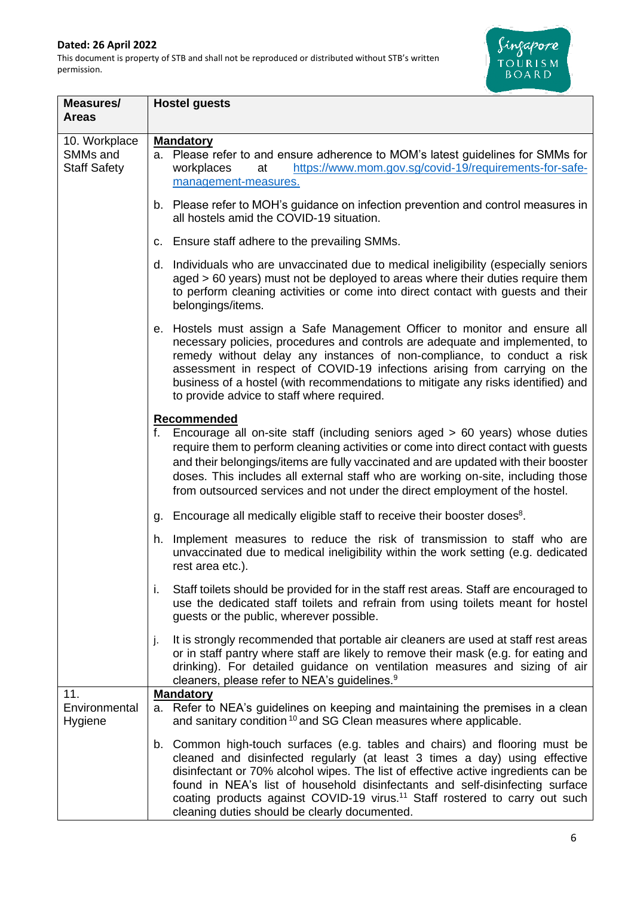Dated: 26 April 2022

This document is property of STB and shall not be reproduced or distributed without STB's written permission.

| Measures/ Areas | Hostel guests |
| --- | --- |
| 10. Workplace SMMs and Staff Safety | **Mandatory**<br>a. Please refer to and ensure adherence to MOM's latest guidelines for SMMs for workplaces at https://www.mom.gov.sg/covid-19/requirements-for-safe-management-measures.<br><br>b. Please refer to MOH's guidance on infection prevention and control measures in all hostels amid the COVID-19 situation.<br><br>c. Ensure staff adhere to the prevailing SMMs.<br><br>d. Individuals who are unvaccinated due to medical ineligibility (especially seniors aged > 60 years) must not be deployed to areas where their duties require them to perform cleaning activities or come into direct contact with guests and their belongings/items.<br><br>e. Hostels must assign a Safe Management Officer to monitor and ensure all necessary policies, procedures and controls are adequate and implemented, to remedy without delay any instances of non-compliance, to conduct a risk assessment in respect of COVID-19 infections arising from carrying on the business of a hostel (with recommendations to mitigate any risks identified) and to provide advice to staff where required.<br><br>**Recommended**<br>f. Encourage all on-site staff (including seniors aged > 60 years) whose duties require them to perform cleaning activities or come into direct contact with guests and their belongings/items are fully vaccinated and are updated with their booster doses. This includes all external staff who are working on-site, including those from outsourced services and not under the direct employment of the hostel.<br><br>g. Encourage all medically eligible staff to receive their booster doses[8].<br><br>h. Implement measures to reduce the risk of transmission to staff who are unvaccinated due to medical ineligibility within the work setting (e.g. dedicated rest area etc.).<br><br>i. Staff toilets should be provided for in the staff rest areas. Staff are encouraged to use the dedicated staff toilets and refrain from using toilets meant for hostel guests or the public, wherever possible.<br><br>j. It is strongly recommended that portable air cleaners are used at staff rest areas or in staff pantry where staff are likely to remove their mask (e.g. for eating and drinking). For detailed guidance on ventilation measures and sizing of air cleaners, please refer to NEA's guidelines.[9] |
| 11. Environmental Hygiene | **Mandatory**<br>a. Refer to NEA's guidelines on keeping and maintaining the premises in a clean and sanitary condition[10] and SG Clean measures where applicable.<br><br>b. Common high-touch surfaces (e.g. tables and chairs) and flooring must be cleaned and disinfected regularly (at least 3 times a day) using effective disinfectant or 70% alcohol wipes. The list of effective active ingredients can be found in NEA's list of household disinfectants and self-disinfecting surface coating products against COVID-19 virus.[11] Staff rostered to carry out such cleaning duties should be clearly documented. |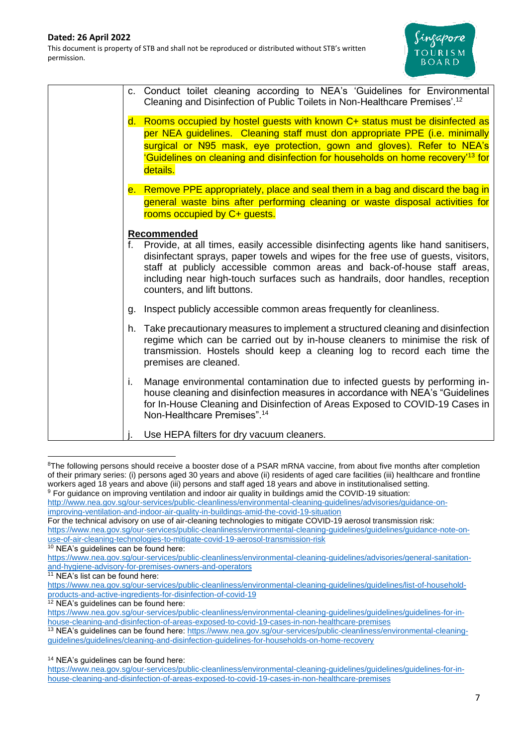**Dated: 26 April 2022**

This document is property of STB and shall not be reproduced or distributed without STB's written permission.

| | |
|---|---|
| | c. Conduct toilet cleaning according to NEA's 'Guidelines for Environmental Cleaning and Disinfection of Public Toilets in Non-Healthcare Premises'.[12] <br><br> d. Rooms occupied by hostel guests with known C+ status must be disinfected as per NEA guidelines. Cleaning staff must don appropriate PPE (i.e. minimally surgical or N95 mask, eye protection, gown and gloves). Refer to NEA's 'Guidelines on cleaning and disinfection for households on home recovery'[13] for details. <br><br> e. Remove PPE appropriately, place and seal them in a bag and discard the bag in general waste bins after performing cleaning or waste disposal activities for rooms occupied by C+ guests. <br><br> **<u>Recommended</u>** <br> f. Provide, at all times, easily accessible disinfecting agents like hand sanitisers, disinfectant sprays, paper towels and wipes for the free use of guests, visitors, staff at publicly accessible common areas and back-of-house staff areas, including near high-touch surfaces such as handrails, door handles, reception counters, and lift buttons. <br><br> g. Inspect publicly accessible common areas frequently for cleanliness. <br><br> h. Take precautionary measures to implement a structured cleaning and disinfection regime which can be carried out by in-house cleaners to minimise the risk of transmission. Hostels should keep a cleaning log to record each time the premises are cleaned. <br><br> i. Manage environmental contamination due to infected guests by performing in-house cleaning and disinfection measures in accordance with NEA's "Guidelines for In-House Cleaning and Disinfection of Areas Exposed to COVID-19 Cases in Non-Healthcare Premises".[14] <br><br> j. Use HEPA filters for dry vacuum cleaners. |

---

[8] The following persons should receive a booster dose of a PSAR mRNA vaccine, from about five months after completion of their primary series: (i) persons aged 30 years and above (ii) residents of aged care facilities (iii) healthcare and frontline workers aged 18 years and above (iii) persons and staff aged 18 years and above in institutionalised setting.

[9] For guidance on improving ventilation and indoor air quality in buildings amid the COVID-19 situation: http://www.nea.gov.sg/our-services/public-cleanliness/environmental-cleaning-guidelines/advisories/guidance-on-improving-ventilation-and-indoor-air-quality-in-buildings-amid-the-covid-19-situation

For the technical advisory on use of air-cleaning technologies to mitigate COVID-19 aerosol transmission risk: https://www.nea.gov.sg/our-services/public-cleanliness/environmental-cleaning-guidelines/guidelines/guidance-note-on-use-of-air-cleaning-technologies-to-mitigate-covid-19-aerosol-transmission-risk

[10] NEA's guidelines can be found here: https://www.nea.gov.sg/our-services/public-cleanliness/environmental-cleaning-guidelines/advisories/general-sanitation-and-hygiene-advisory-for-premises-owners-and-operators

[11] NEA's list can be found here: https://www.nea.gov.sg/our-services/public-cleanliness/environmental-cleaning-guidelines/guidelines/list-of-household-products-and-active-ingredients-for-disinfection-of-covid-19

[12] NEA's guidelines can be found here: https://www.nea.gov.sg/our-services/public-cleanliness/environmental-cleaning-guidelines/guidelines/guidelines-for-in-house-cleaning-and-disinfection-of-areas-exposed-to-covid-19-cases-in-non-healthcare-premises

[13] NEA's guidelines can be found here: https://www.nea.gov.sg/our-services/public-cleanliness/environmental-cleaning-guidelines/guidelines/cleaning-and-disinfection-guidelines-for-households-on-home-recovery

[14] NEA's guidelines can be found here: https://www.nea.gov.sg/our-services/public-cleanliness/environmental-cleaning-guidelines/guidelines/guidelines-for-in-house-cleaning-and-disinfection-of-areas-exposed-to-covid-19-cases-in-non-healthcare-premises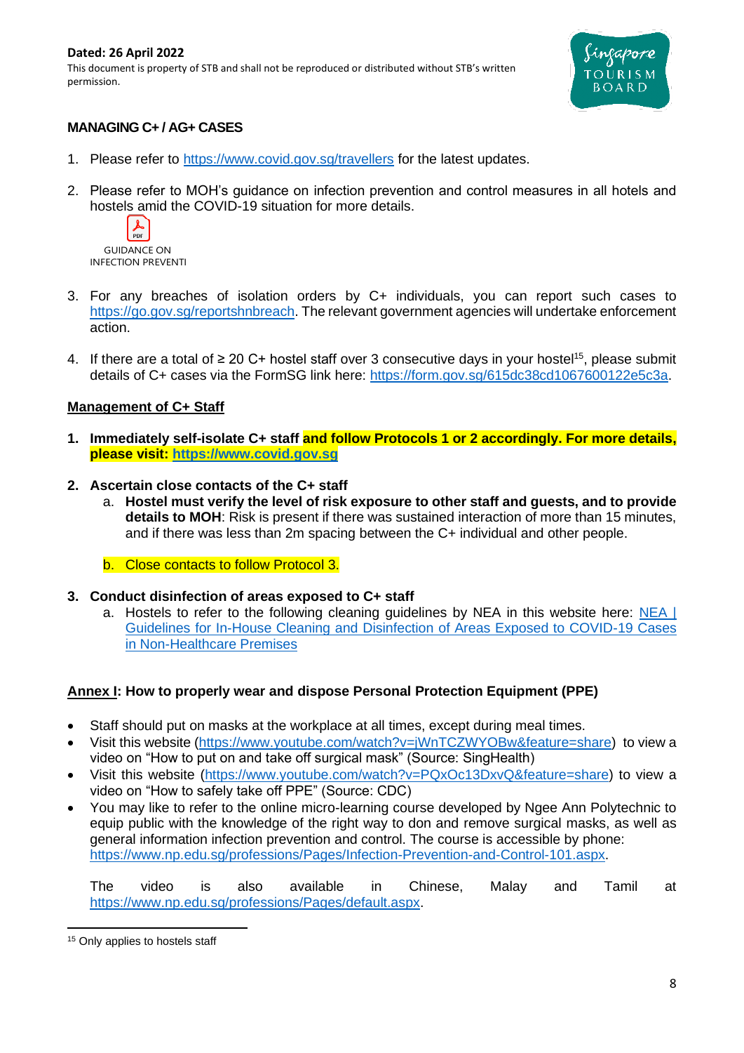Dated: 26 April 2022

This document is property of STB and shall not be reproduced or distributed without STB's written permission.

### MANAGING C+ / AG+ CASES

1. Please refer to https://www.covid.gov.sg/travellers for the latest updates.
2. Please refer to MOH's guidance on infection prevention and control measures in all hotels and hostels amid the COVID-19 situation for more details.

   GUIDANCE ON INFECTION PREVENTI

3. For any breaches of isolation orders by C+ individuals, you can report such cases to https://go.gov.sg/reportshnbreach. The relevant government agencies will undertake enforcement action.
4. If there are a total of ≥ 20 C+ hostel staff over 3 consecutive days in your hostel[15], please submit details of C+ cases via the FormSG link here: https://form.gov.sg/615dc38cd1067600122e5c3a.

### Management of C+ Staff

1. **Immediately self-isolate C+ staff and follow Protocols 1 or 2 accordingly. For more details, please visit: https://www.covid.gov.sg**
2. **Ascertain close contacts of the C+ staff**
   a. **Hostel must verify the level of risk exposure to other staff and guests, and to provide details to MOH**: Risk is present if there was sustained interaction of more than 15 minutes, and if there was less than 2m spacing between the C+ individual and other people.

   b. Close contacts to follow Protocol 3.
3. **Conduct disinfection of areas exposed to C+ staff**
   a. Hostels to refer to the following cleaning guidelines by NEA in this website here: NEA | Guidelines for In-House Cleaning and Disinfection of Areas Exposed to COVID-19 Cases in Non-Healthcare Premises

### Annex I: How to properly wear and dispose Personal Protection Equipment (PPE)

- Staff should put on masks at the workplace at all times, except during meal times.
- Visit this website (https://www.youtube.com/watch?v=jWnTCZWYOBw&feature=share) to view a video on "How to put on and take off surgical mask" (Source: SingHealth)
- Visit this website (https://www.youtube.com/watch?v=PQxOc13DxvQ&feature=share) to view a video on "How to safely take off PPE" (Source: CDC)
- You may like to refer to the online micro-learning course developed by Ngee Ann Polytechnic to equip public with the knowledge of the right way to don and remove surgical masks, as well as general information infection prevention and control. The course is accessible by phone: https://www.np.edu.sg/professions/Pages/Infection-Prevention-and-Control-101.aspx.

  The video is also available in Chinese, Malay and Tamil at https://www.np.edu.sg/professions/Pages/default.aspx.

[15] Only applies to hostels staff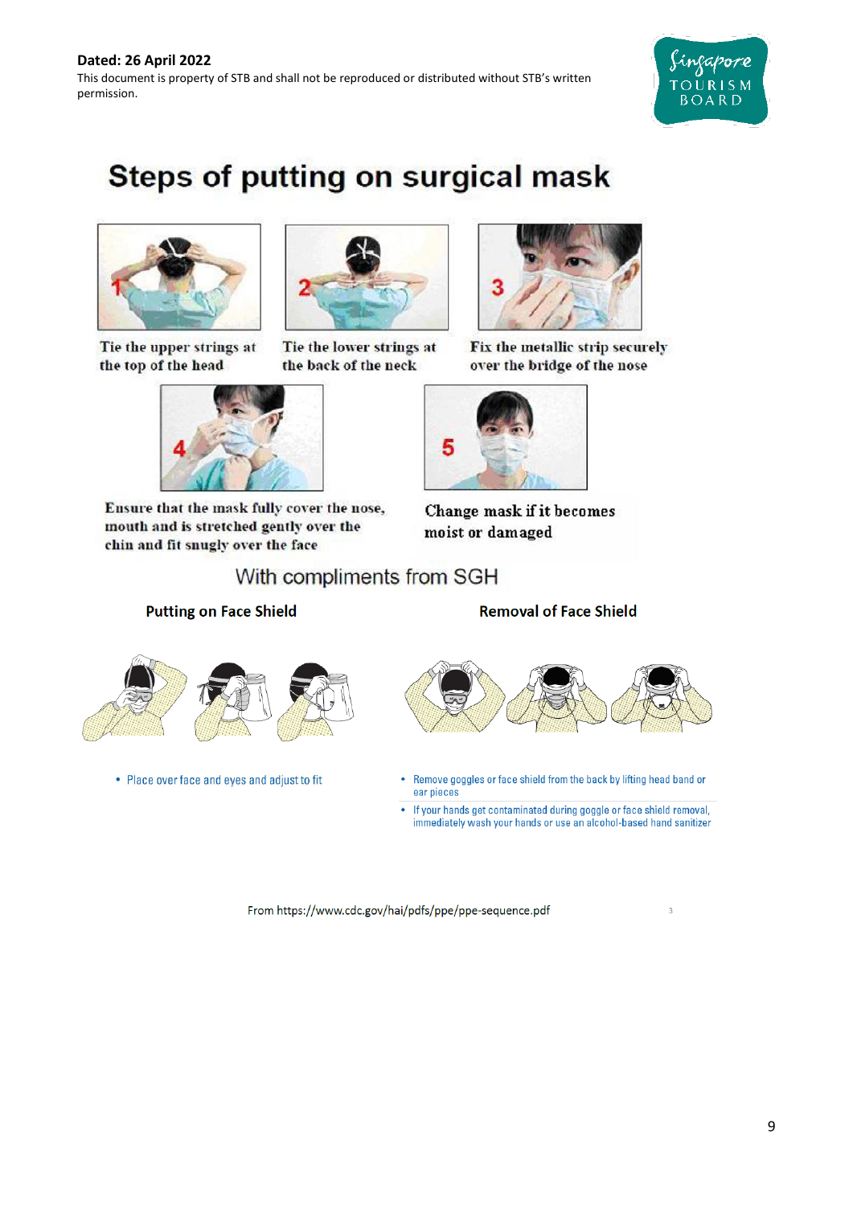**Dated: 26 April 2022**

This document is property of STB and shall not be reproduced or distributed without STB's written permission.

# Steps of putting on surgical mask

1. Tie the upper strings at the top of the head
2. Tie the lower strings at the back of the neck
3. Fix the metallic strip securely over the bridge of the nose
4. Ensure that the mask fully cover the nose, mouth and is stretched gently over the chin and fit snugly over the face
5. Change mask if it becomes moist or damaged

With compliments from SGH

## Putting on Face Shield

- Place over face and eyes and adjust to fit

## Removal of Face Shield

- Remove goggles or face shield from the back by lifting head band or ear pieces
- If your hands get contaminated during goggle or face shield removal, immediately wash your hands or use an alcohol-based hand sanitizer

From https://www.cdc.gov/hai/pdfs/ppe/ppe-sequence.pdf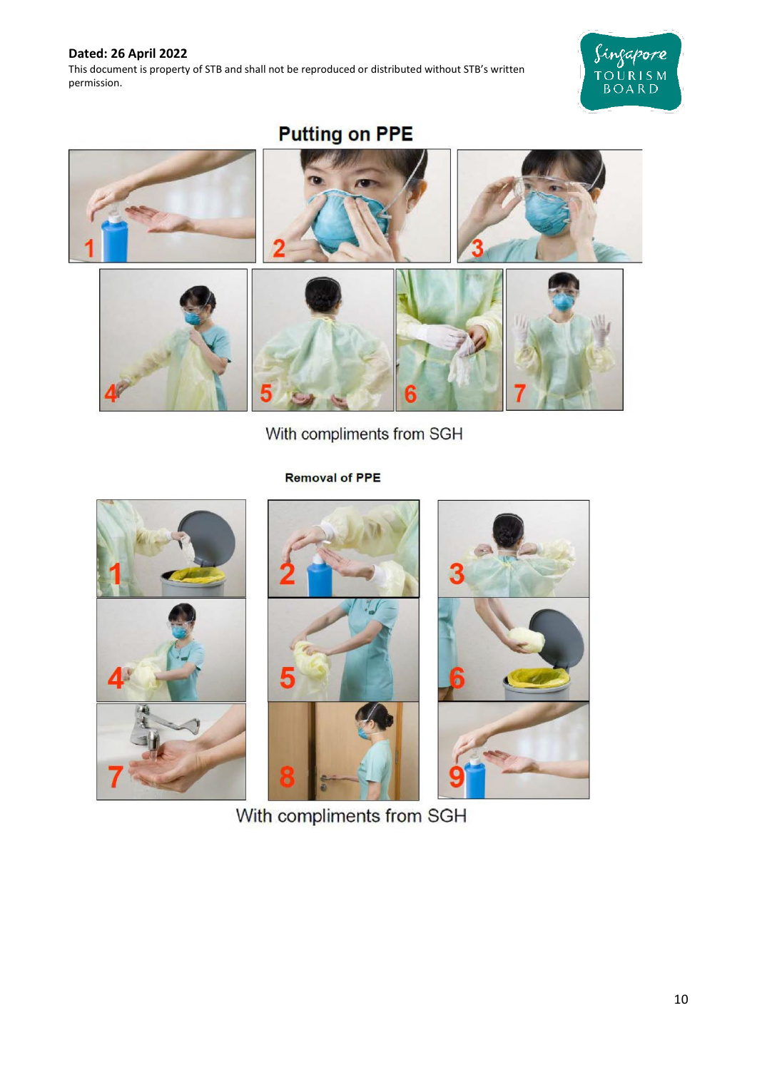**Dated: 26 April 2022**
This document is property of STB and shall not be reproduced or distributed without STB's written permission.

## Putting on PPE

With compliments from SGH

### Removal of PPE

With compliments from SGH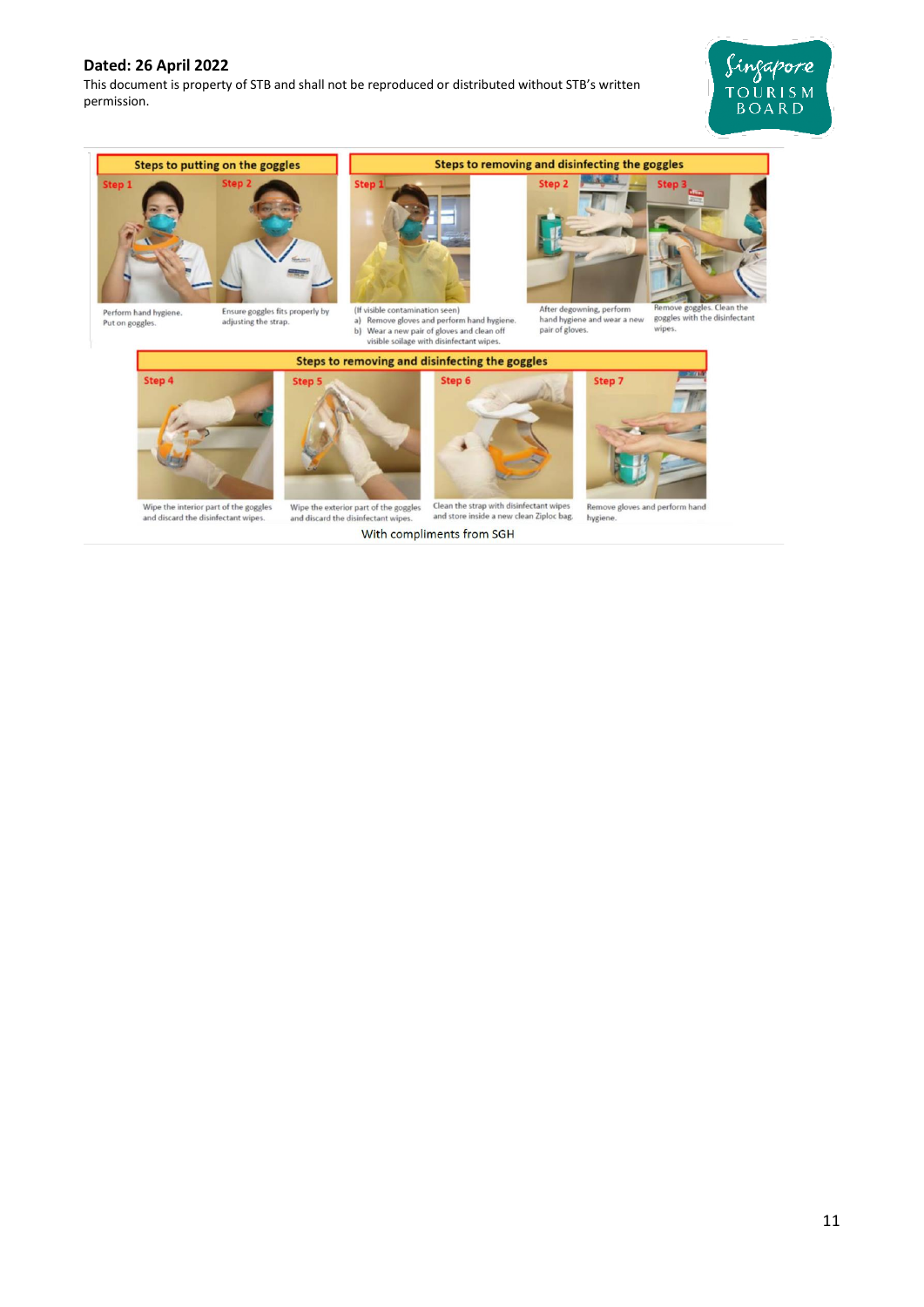**Dated: 26 April 2022**

This document is property of STB and shall not be reproduced or distributed without STB's written permission.

## Steps to putting on the goggles

**Step 1**

Perform hand hygiene.
Put on goggles.

**Step 2**

Ensure goggles fits properly by adjusting the strap.

## Steps to removing and disinfecting the goggles

**Step 1**

(If visible contamination seen)

a) Remove gloves and perform hand hygiene.
b) Wear a new pair of gloves and clean off visible soilage with disinfectant wipes.

**Step 2**

After degowning, perform hand hygiene and wear a new pair of gloves.

**Step 3**

Remove goggles. Clean the goggles with the disinfectant wipes.

## Steps to removing and disinfecting the goggles

**Step 4**

Wipe the interior part of the goggles and discard the disinfectant wipes.

**Step 5**

Wipe the exterior part of the goggles and discard the disinfectant wipes.

**Step 6**

Clean the strap with disinfectant wipes and store inside a new clean Ziploc bag.

**Step 7**

Remove gloves and perform hand hygiene.

With compliments from SGH